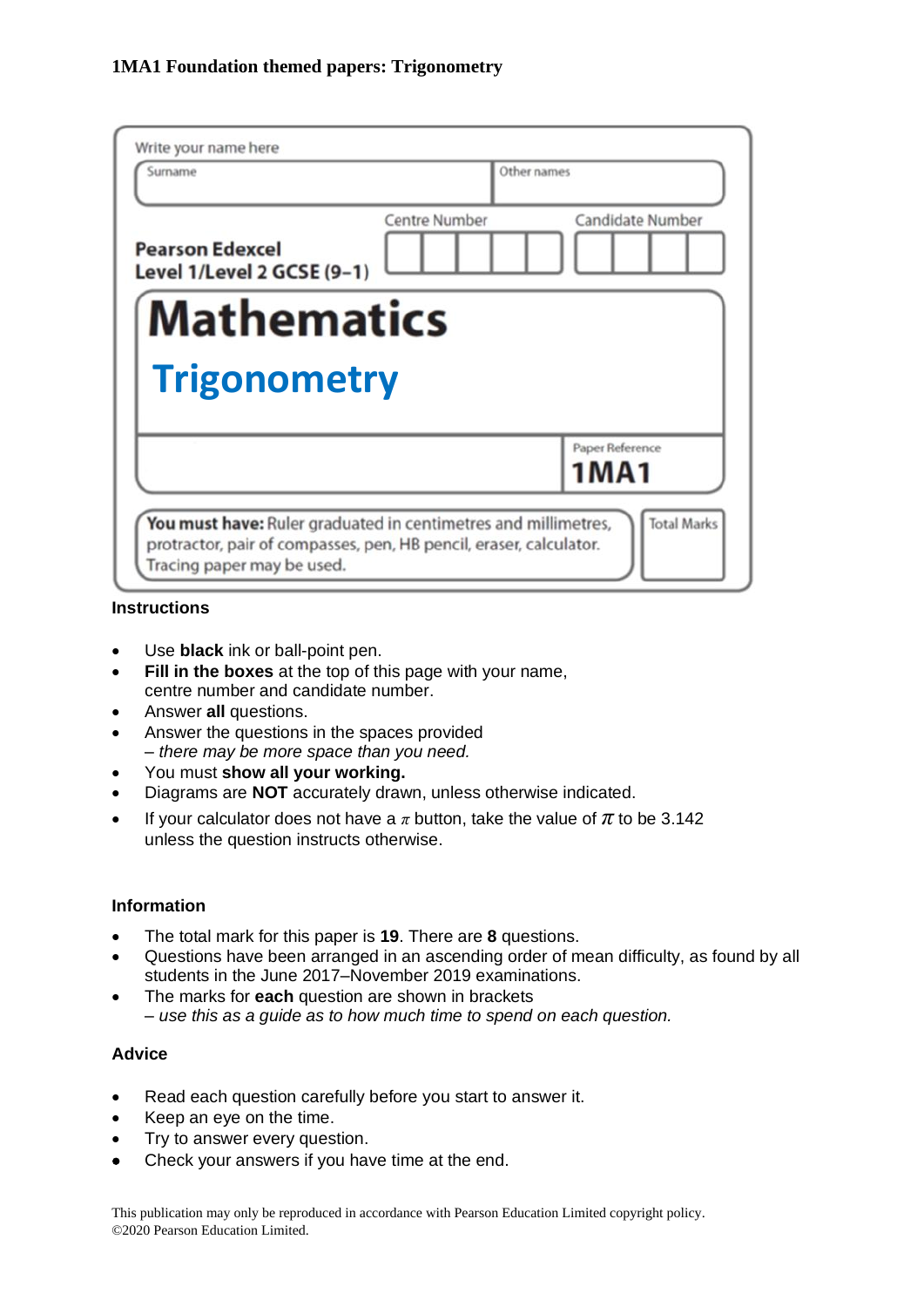**1MA1 Foundation themed papers: Trigonometry**

Write your name here

| Surname | Other names |
|---|---|
| | |

**Pearson Edexcel**
**Level 1/Level 2 GCSE (9–1)**

Centre Number | Candidate Number

# Mathematics

## Trigonometry

Paper Reference **1MA1**

**You must have:** Ruler graduated in centimetres and millimetres, protractor, pair of compasses, pen, HB pencil, eraser, calculator. Tracing paper may be used.

Total Marks

### Instructions

- Use **black** ink or ball-point pen.
- **Fill in the boxes** at the top of this page with your name, centre number and candidate number.
- Answer **all** questions.
- Answer the questions in the spaces provided – *there may be more space than you need.*
- You must **show all your working.**
- Diagrams are **NOT** accurately drawn, unless otherwise indicated.
- If your calculator does not have a $\pi$ button, take the value of $\pi$ to be 3.142 unless the question instructs otherwise.

### Information

- The total mark for this paper is **19**. There are **8** questions.
- Questions have been arranged in an ascending order of mean difficulty, as found by all students in the June 2017–November 2019 examinations.
- The marks for **each** question are shown in brackets – *use this as a guide as to how much time to spend on each question.*

### Advice

- Read each question carefully before you start to answer it.
- Keep an eye on the time.
- Try to answer every question.
- Check your answers if you have time at the end.

This publication may only be reproduced in accordance with Pearson Education Limited copyright policy.
©2020 Pearson Education Limited.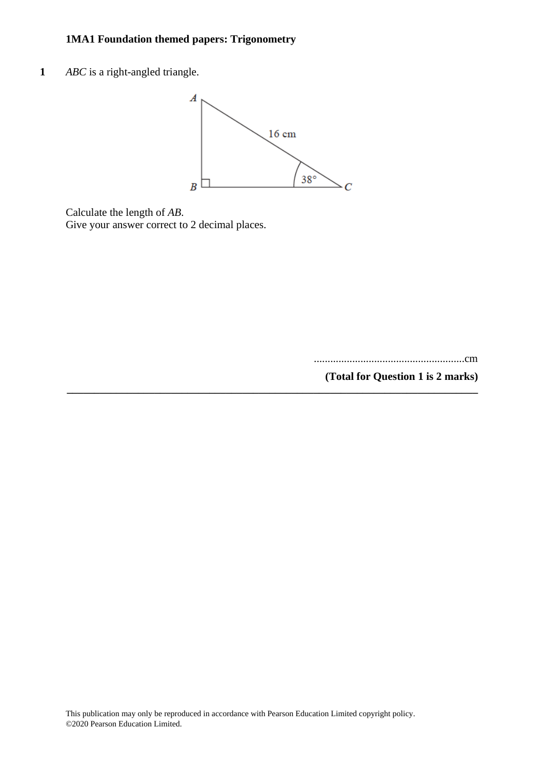**1MA1 Foundation themed papers: Trigonometry**

**1** $ABC$ is a right-angled triangle.

Calculate the length of $AB$.
Give your answer correct to 2 decimal places.

.......................................................cm

**(Total for Question 1 is 2 marks)**

---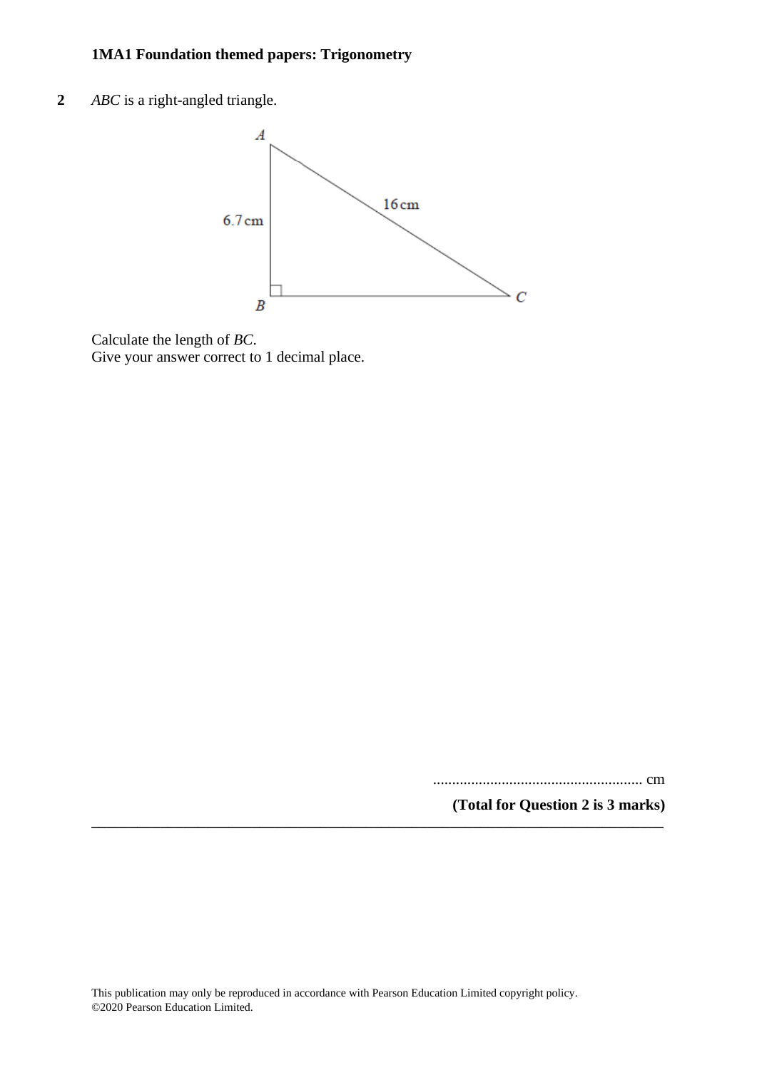**2** *ABC* is a right-angled triangle.

Calculate the length of *BC*.
Give your answer correct to 1 decimal place.

....................................................... cm

**(Total for Question 2 is 3 marks)**

---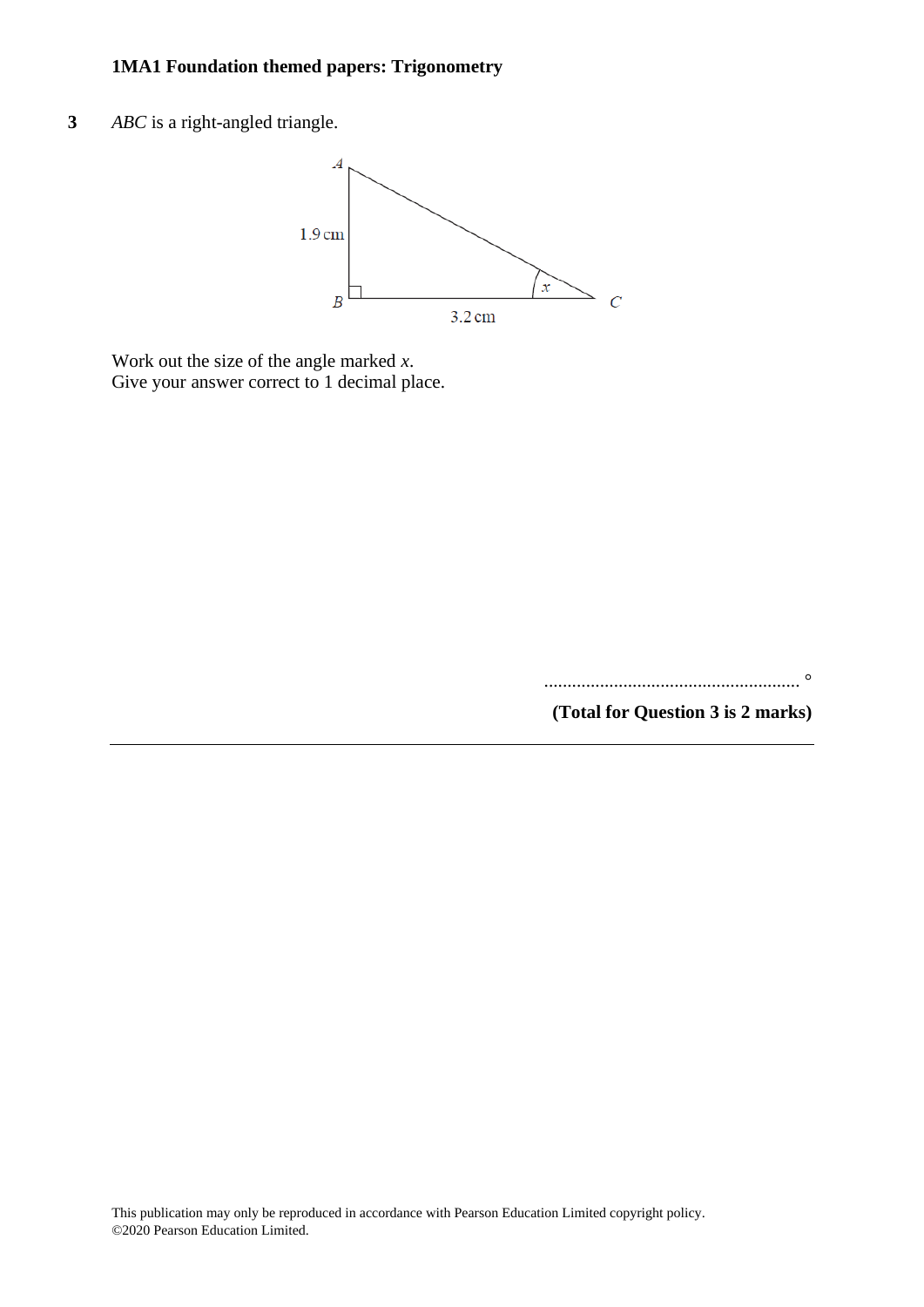**3** *ABC* is a right-angled triangle.

Work out the size of the angle marked $x$.
Give your answer correct to 1 decimal place.

....................................................... °

**(Total for Question 3 is 2 marks)**

---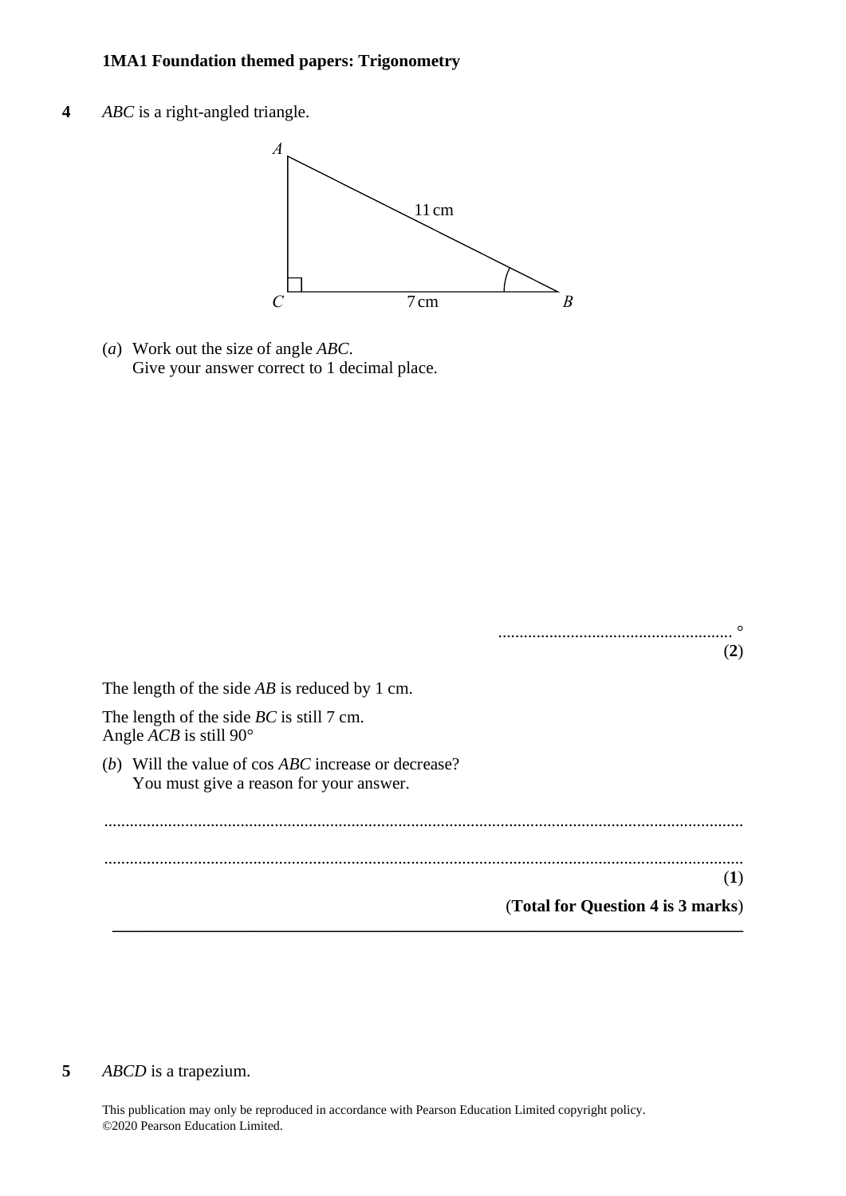**4** $ABC$ is a right-angled triangle.

(*a*) Work out the size of angle $ABC$.
Give your answer correct to 1 decimal place.

.......................................................°

**(2)**

The length of the side $AB$ is reduced by 1 cm.

The length of the side $BC$ is still 7 cm.
Angle $ACB$ is still 90°

(*b*) Will the value of cos $ABC$ increase or decrease?
You must give a reason for your answer.

..........................................................................................................................................

..........................................................................................................................................

**(1)**

**(Total for Question 4 is 3 marks)**

---

**5** $ABCD$ is a trapezium.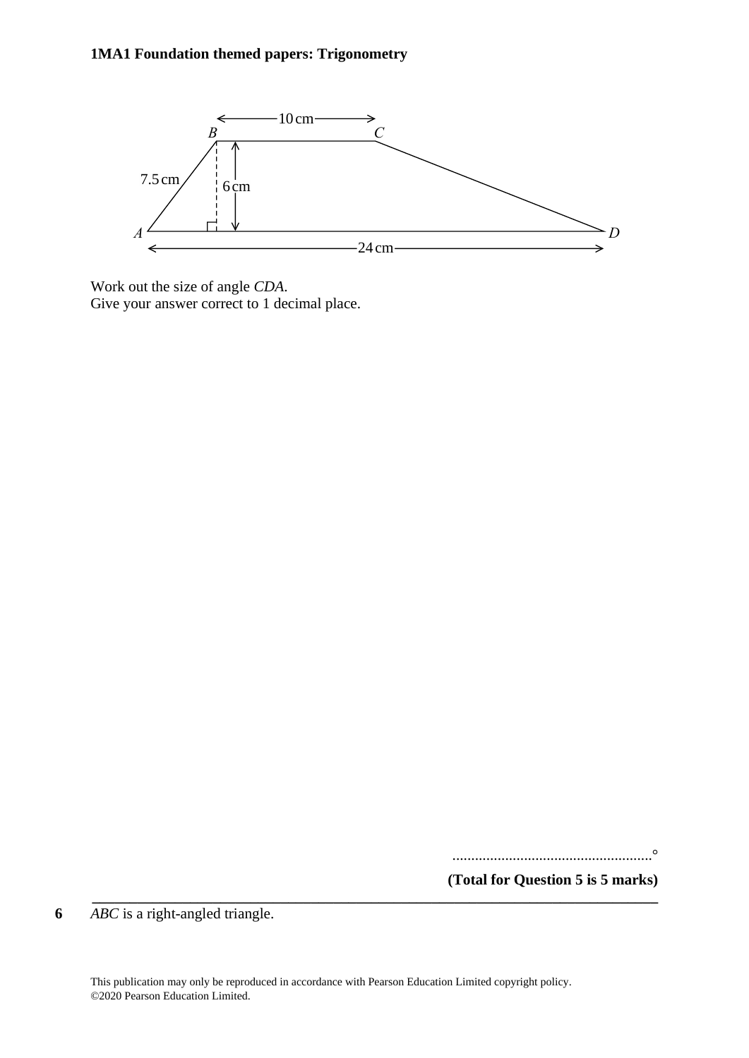Work out the size of angle *CDA*.
Give your answer correct to 1 decimal place.

..................................................°

**(Total for Question 5 is 5 marks)**

---

**6** *ABC* is a right-angled triangle.

This publication may only be reproduced in accordance with Pearson Education Limited copyright policy.
©2020 Pearson Education Limited.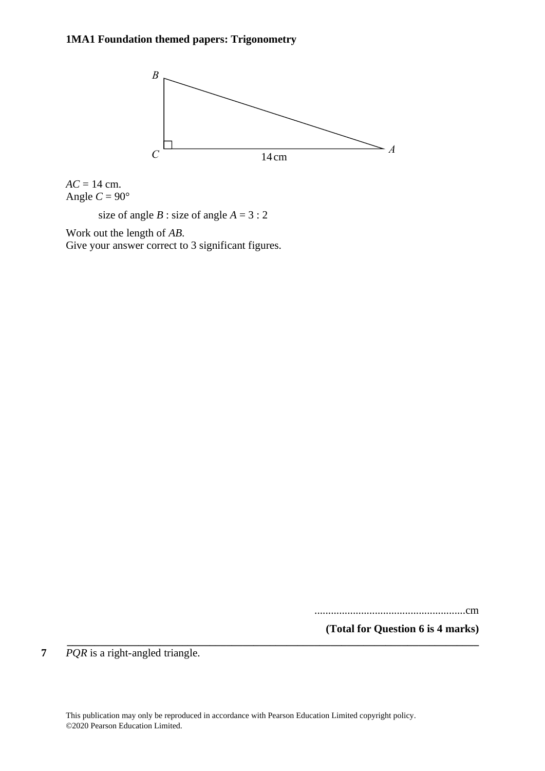B

C 14 cm A

$AC = 14$ cm.
Angle $C = 90°$

size of angle $B$ : size of angle $A = 3 : 2$

Work out the length of $AB$.
Give your answer correct to 3 significant figures.

.......................................................cm

**(Total for Question 6 is 4 marks)**

---

**7** $PQR$ is a right-angled triangle.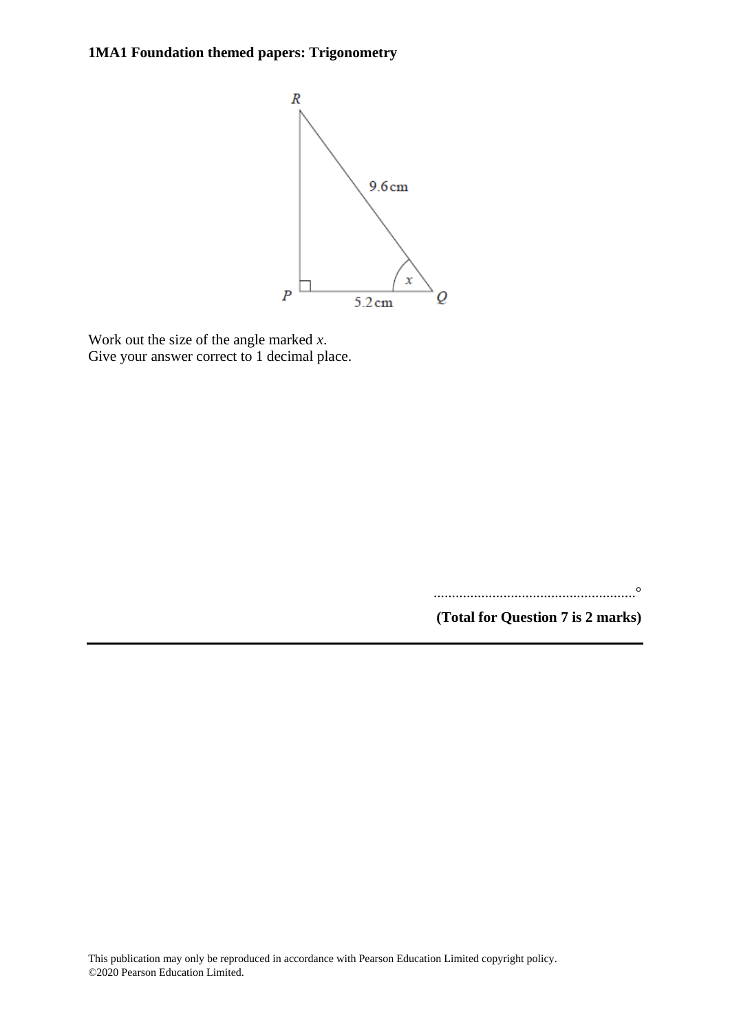Work out the size of the angle marked $x$.
Give your answer correct to 1 decimal place.

$$\text{.......................................................}^\circ$$

**(Total for Question 7 is 2 marks)**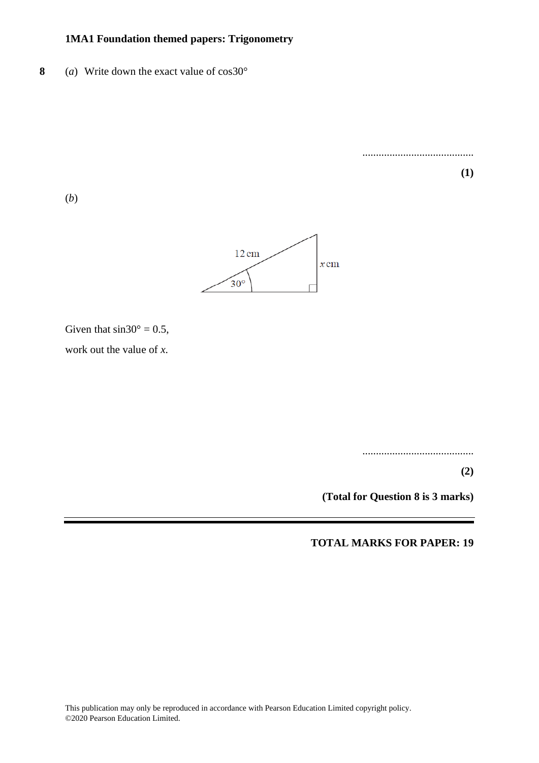**8** (*a*) Write down the exact value of $\cos 30°$

..........................................

**(1)**

(*b*)

12 cm

$x$ cm

30°

Given that $\sin 30° = 0.5$,

work out the value of $x$.

..........................................

**(2)**

**(Total for Question 8 is 3 marks)**

---

**TOTAL MARKS FOR PAPER: 19**

This publication may only be reproduced in accordance with Pearson Education Limited copyright policy.
©2020 Pearson Education Limited.